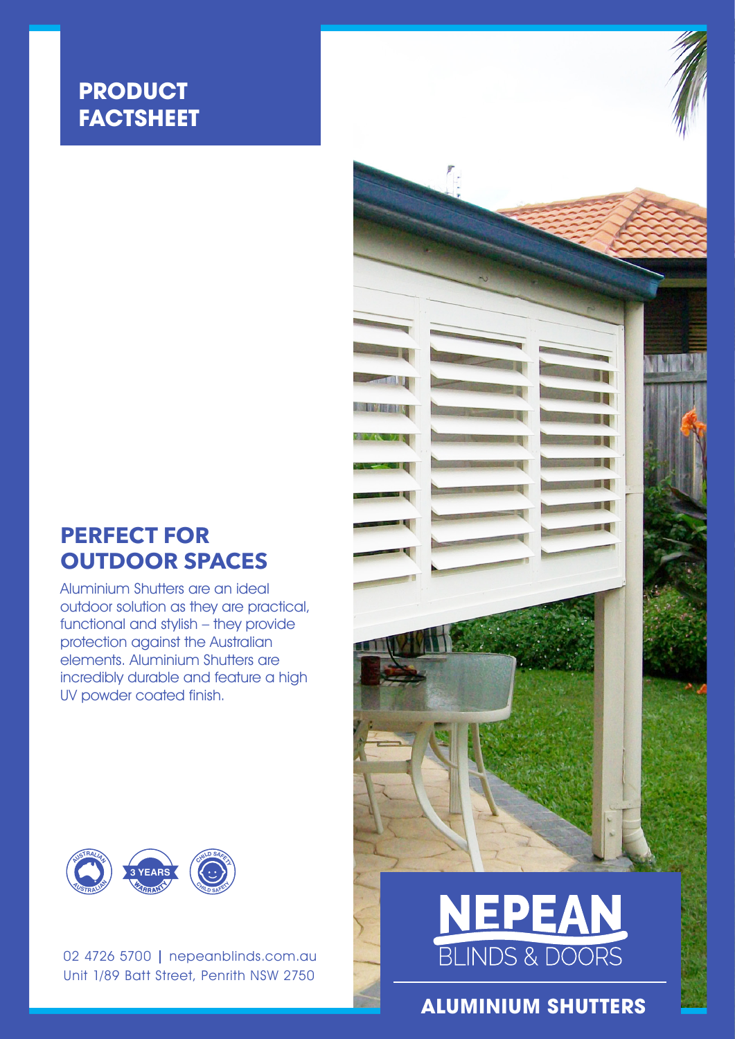# PRODUCT FACTSHEET

## PERFECT FOR OUTDOOR SPACES

Aluminium Shutters are an ideal outdoor solution as they are practical, functional and stylish – they provide protection against the Australian elements. Aluminium Shutters are incredibly durable and feature a high UV powder coated finish.

AUSTRALIAN | 3 YEARS WARRANTY | CHILD SAFETY

02 4726 5700 | nepeanblinds.com.au
Unit 1/89 Batt Street, Penrith NSW 2750

NEPEAN BLINDS & DOORS

**ALUMINIUM SHUTTERS**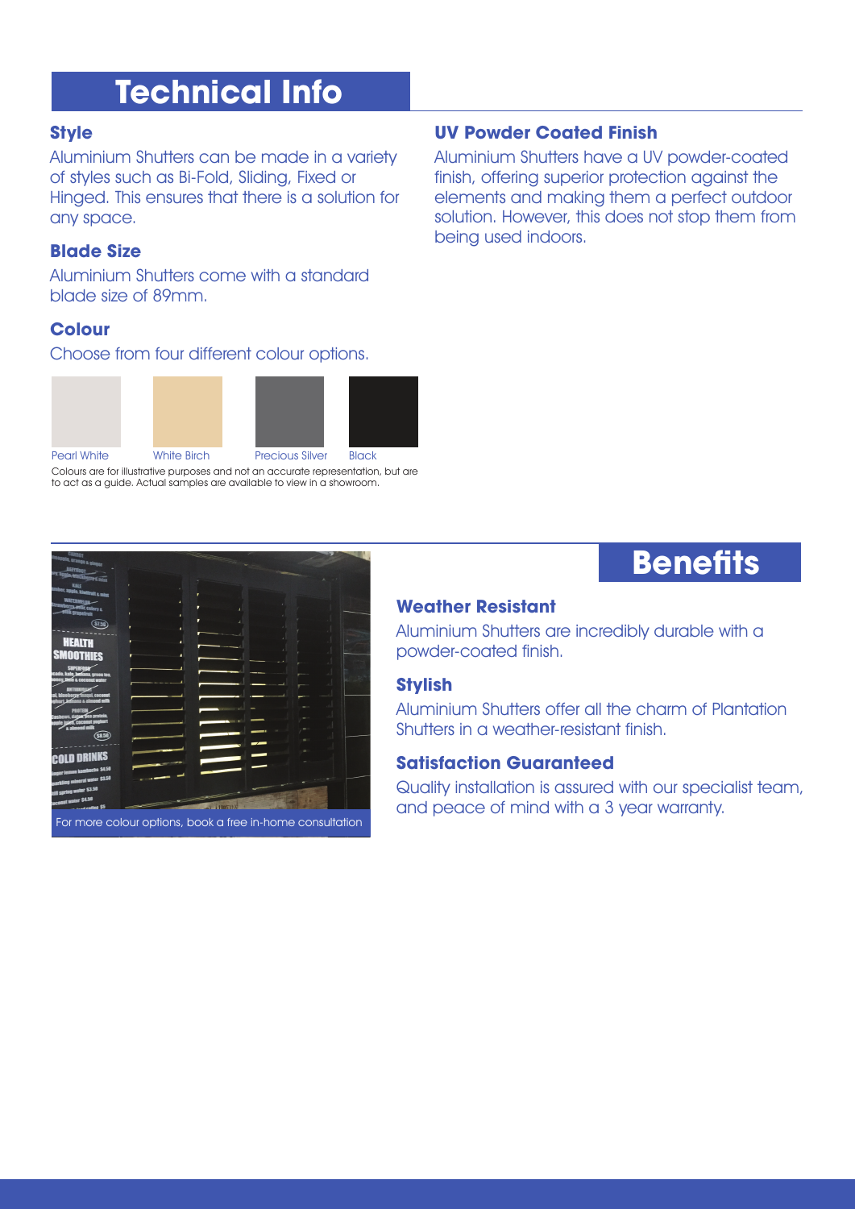# Technical Info

### Style

Aluminium Shutters can be made in a variety of styles such as Bi-Fold, Sliding, Fixed or Hinged. This ensures that there is a solution for any space.

### Blade Size

Aluminium Shutters come with a standard blade size of 89mm.

### Colour

Choose from four different colour options.

Pearl White

White Birch

Precious Silver

Black

Colours are for illustrative purposes and not an accurate representation, but are to act as a guide. Actual samples are available to view in a showroom.

### UV Powder Coated Finish

Aluminium Shutters have a UV powder-coated finish, offering superior protection against the elements and making them a perfect outdoor solution. However, this does not stop them from being used indoors.

For more colour options, book a free in-home consultation

# Benefits

### Weather Resistant

Aluminium Shutters are incredibly durable with a powder-coated finish.

### Stylish

Aluminium Shutters offer all the charm of Plantation Shutters in a weather-resistant finish.

### Satisfaction Guaranteed

Quality installation is assured with our specialist team, and peace of mind with a 3 year warranty.